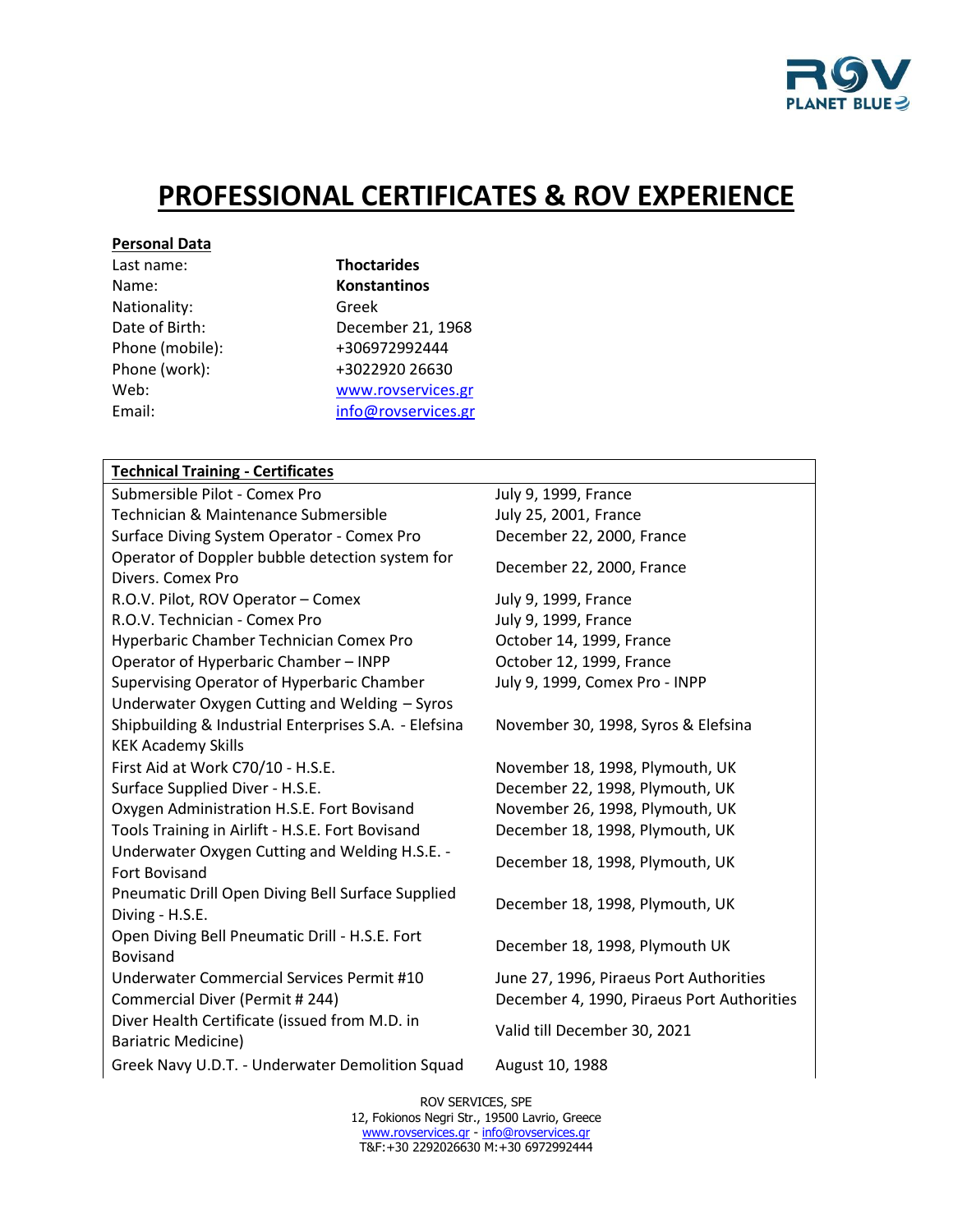# PROFESSIONAL CERTIFICATES & ROV EXPERIENCE

**Personal Data**

| | |
|---|---|
| Last name: | **Thoctarides** |
| Name: | **Konstantinos** |
| Nationality: | Greek |
| Date of Birth: | December 21, 1968 |
| Phone (mobile): | +306972992444 |
| Phone (work): | +3022920 26630 |
| Web: | www.rovservices.gr |
| Email: | info@rovservices.gr |

| **Technical Training - Certificates** | |
|---|---|
| Submersible Pilot - Comex Pro | July 9, 1999, France |
| Technician & Maintenance Submersible | July 25, 2001, France |
| Surface Diving System Operator - Comex Pro | December 22, 2000, France |
| Operator of Doppler bubble detection system for Divers. Comex Pro | December 22, 2000, France |
| R.O.V. Pilot, ROV Operator – Comex | July 9, 1999, France |
| R.O.V. Technician - Comex Pro | July 9, 1999, France |
| Hyperbaric Chamber Technician Comex Pro | October 14, 1999, France |
| Operator of Hyperbaric Chamber – INPP | October 12, 1999, France |
| Supervising Operator of Hyperbaric Chamber | July 9, 1999, Comex Pro - INPP |
| Underwater Oxygen Cutting and Welding – Syros Shipbuilding & Industrial Enterprises S.A. - Elefsina KEK Academy Skills | November 30, 1998, Syros & Elefsina |
| First Aid at Work C70/10 - H.S.E. | November 18, 1998, Plymouth, UK |
| Surface Supplied Diver - H.S.E. | December 22, 1998, Plymouth, UK |
| Oxygen Administration H.S.E. Fort Bovisand | November 26, 1998, Plymouth, UK |
| Tools Training in Airlift - H.S.E. Fort Bovisand | December 18, 1998, Plymouth, UK |
| Underwater Oxygen Cutting and Welding H.S.E. - Fort Bovisand | December 18, 1998, Plymouth, UK |
| Pneumatic Drill Open Diving Bell Surface Supplied Diving - H.S.E. | December 18, 1998, Plymouth, UK |
| Open Diving Bell Pneumatic Drill - H.S.E. Fort Bovisand | December 18, 1998, Plymouth UK |
| Underwater Commercial Services Permit #10 | June 27, 1996, Piraeus Port Authorities |
| Commercial Diver (Permit # 244) | December 4, 1990, Piraeus Port Authorities |
| Diver Health Certificate (issued from M.D. in Bariatric Medicine) | Valid till December 30, 2021 |
| Greek Navy U.D.T. - Underwater Demolition Squad | August 10, 1988 |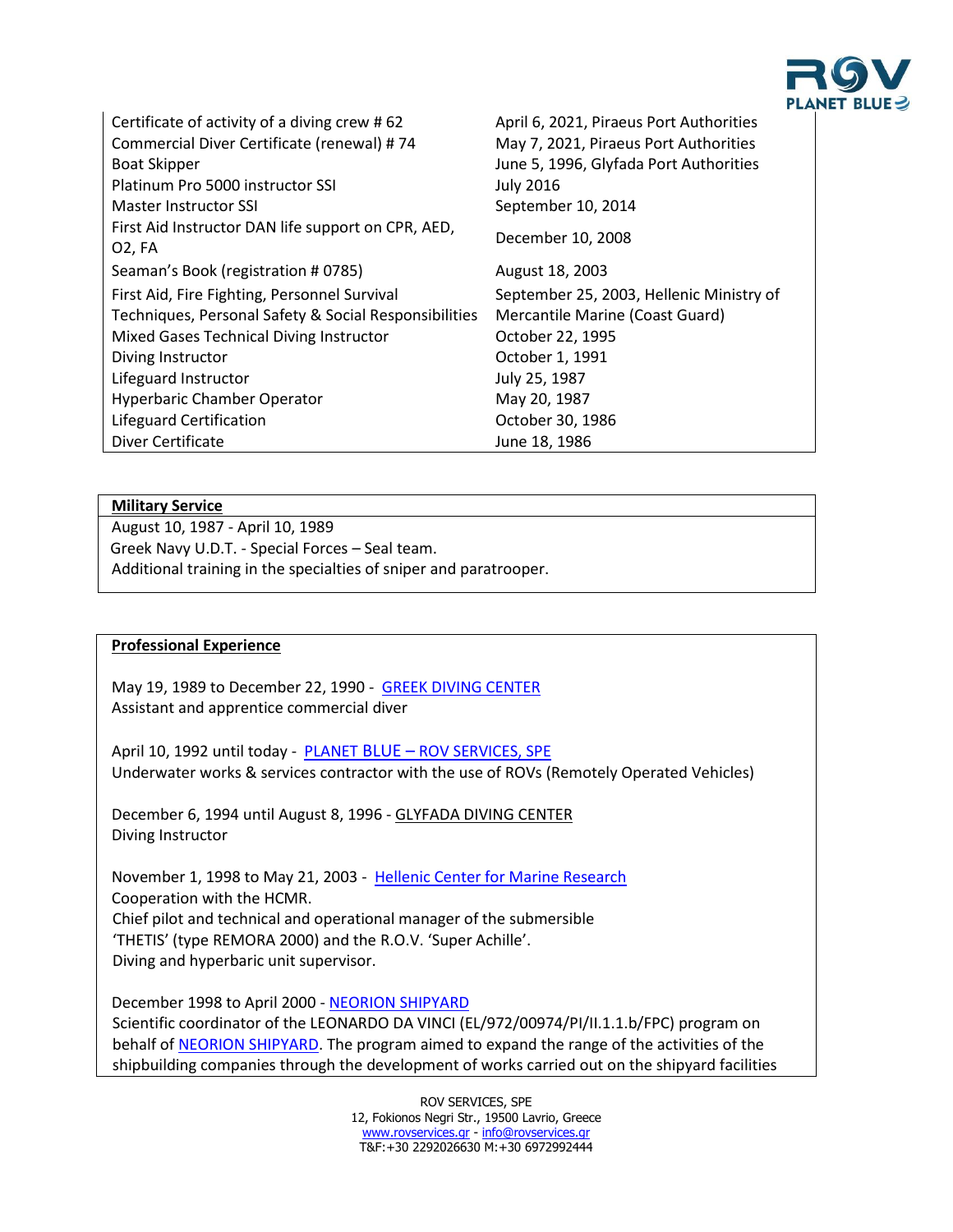| | |
|---|---|
| Certificate of activity of a diving crew # 62 | April 6, 2021, Piraeus Port Authorities |
| Commercial Diver Certificate (renewal) # 74 | May 7, 2021, Piraeus Port Authorities |
| Boat Skipper | June 5, 1996, Glyfada Port Authorities |
| Platinum Pro 5000 instructor SSI | July 2016 |
| Master Instructor SSI | September 10, 2014 |
| First Aid Instructor DAN life support on CPR, AED, O2, FA | December 10, 2008 |
| Seaman's Book (registration # 0785) | August 18, 2003 |
| First Aid, Fire Fighting, Personnel Survival Techniques, Personal Safety & Social Responsibilities | September 25, 2003, Hellenic Ministry of Mercantile Marine (Coast Guard) |
| Mixed Gases Technical Diving Instructor | October 22, 1995 |
| Diving Instructor | October 1, 1991 |
| Lifeguard Instructor | July 25, 1987 |
| Hyperbaric Chamber Operator | May 20, 1987 |
| Lifeguard Certification | October 30, 1986 |
| Diver Certificate | June 18, 1986 |

**Military Service**

August 10, 1987 - April 10, 1989
Greek Navy U.D.T. - Special Forces – Seal team.
Additional training in the specialties of sniper and paratrooper.

**Professional Experience**

May 19, 1989 to December 22, 1990 - GREEK DIVING CENTER
Assistant and apprentice commercial diver

April 10, 1992 until today - PLANET BLUE – ROV SERVICES, SPE
Underwater works & services contractor with the use of ROVs (Remotely Operated Vehicles)

December 6, 1994 until August 8, 1996 - GLYFADA DIVING CENTER
Diving Instructor

November 1, 1998 to May 21, 2003 - Hellenic Center for Marine Research
Cooperation with the HCMR.
Chief pilot and technical and operational manager of the submersible 'THETIS' (type REMORA 2000) and the R.O.V. 'Super Achille'.
Diving and hyperbaric unit supervisor.

December 1998 to April 2000 - NEORION SHIPYARD
Scientific coordinator of the LEONARDO DA VINCI (EL/972/00974/PI/II.1.1.b/FPC) program on behalf of NEORION SHIPYARD. The program aimed to expand the range of the activities of the shipbuilding companies through the development of works carried out on the shipyard facilities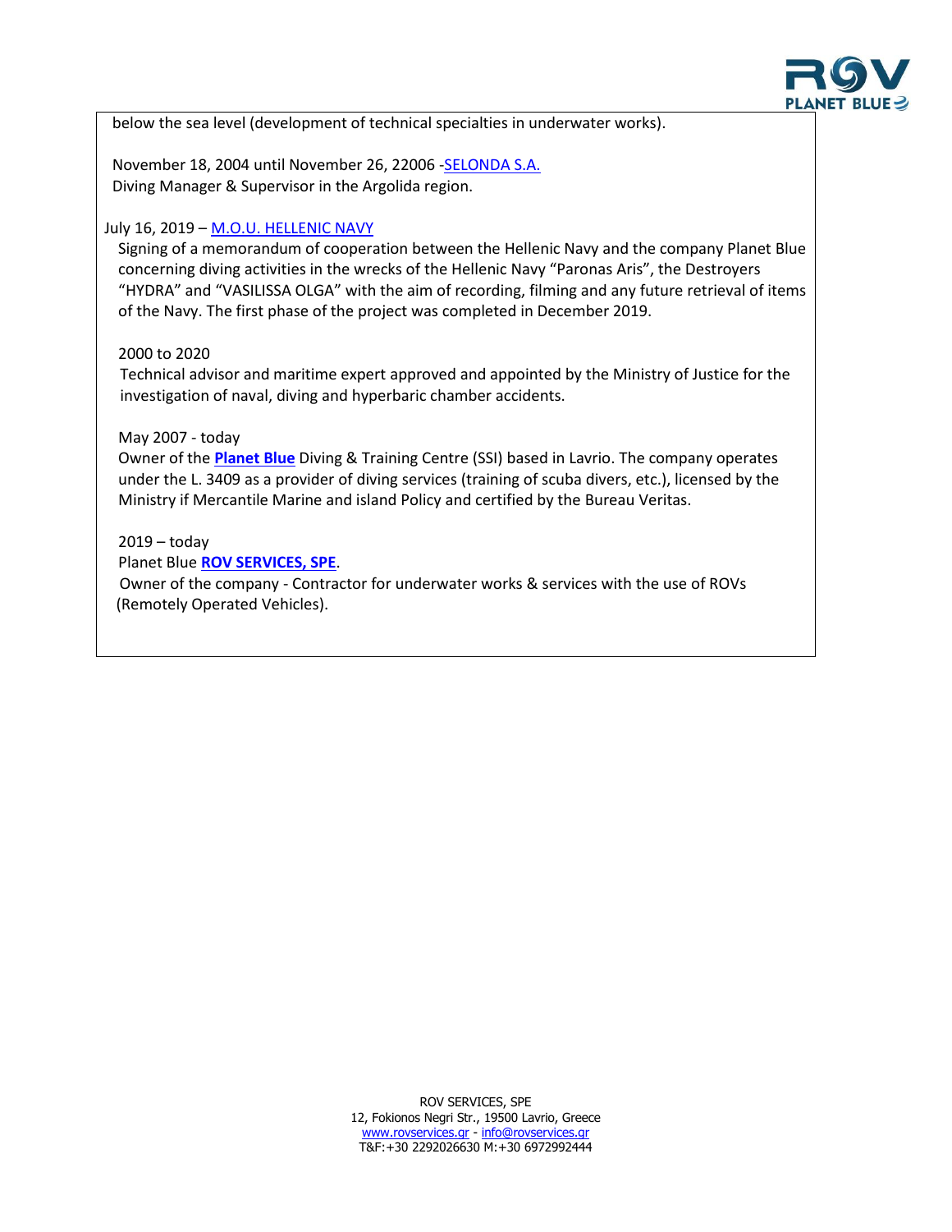below the sea level (development of technical specialties in underwater works).

November 18, 2004 until November 26, 22006 -SELONDA S.A.
Diving Manager & Supervisor in the Argolida region.

July 16, 2019 – M.O.U. HELLENIC NAVY
Signing of a memorandum of cooperation between the Hellenic Navy and the company Planet Blue concerning diving activities in the wrecks of the Hellenic Navy "Paronas Aris", the Destroyers "HYDRA" and "VASILISSA OLGA" with the aim of recording, filming and any future retrieval of items of the Navy. The first phase of the project was completed in December 2019.

2000 to 2020
Technical advisor and maritime expert approved and appointed by the Ministry of Justice for the investigation of naval, diving and hyperbaric chamber accidents.

May 2007 - today
Owner of the **Planet Blue** Diving & Training Centre (SSI) based in Lavrio. The company operates under the L. 3409 as a provider of diving services (training of scuba divers, etc.), licensed by the Ministry if Mercantile Marine and island Policy and certified by the Bureau Veritas.

2019 – today
Planet Blue **ROV SERVICES, SPE**.
Owner of the company - Contractor for underwater works & services with the use of ROVs (Remotely Operated Vehicles).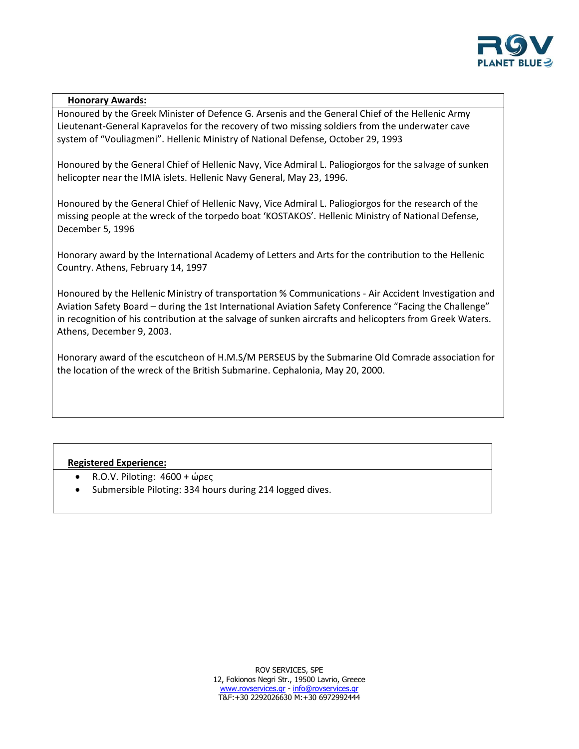**Honorary Awards:**

Honoured by the Greek Minister of Defence G. Arsenis and the General Chief of the Hellenic Army Lieutenant-General Kapravelos for the recovery of two missing soldiers from the underwater cave system of "Vouliagmeni". Hellenic Ministry of National Defense, October 29, 1993

Honoured by the General Chief of Hellenic Navy, Vice Admiral L. Paliogiorgos for the salvage of sunken helicopter near the IMIA islets. Hellenic Navy General, May 23, 1996.

Honoured by the General Chief of Hellenic Navy, Vice Admiral L. Paliogiorgos for the research of the missing people at the wreck of the torpedo boat 'KOSTAKOS'. Hellenic Ministry of National Defense, December 5, 1996

Honorary award by the International Academy of Letters and Arts for the contribution to the Hellenic Country. Athens, February 14, 1997

Honoured by the Hellenic Ministry of transportation % Communications - Air Accident Investigation and Aviation Safety Board – during the 1st International Aviation Safety Conference "Facing the Challenge" in recognition of his contribution at the salvage of sunken aircrafts and helicopters from Greek Waters. Athens, December 9, 2003.

Honorary award of the escutcheon of H.M.S/M PERSEUS by the Submarine Old Comrade association for the location of the wreck of the British Submarine. Cephalonia, May 20, 2000.

**Registered Experience:**

- R.O.V. Piloting: 4600 + ώρες
- Submersible Piloting: 334 hours during 214 logged dives.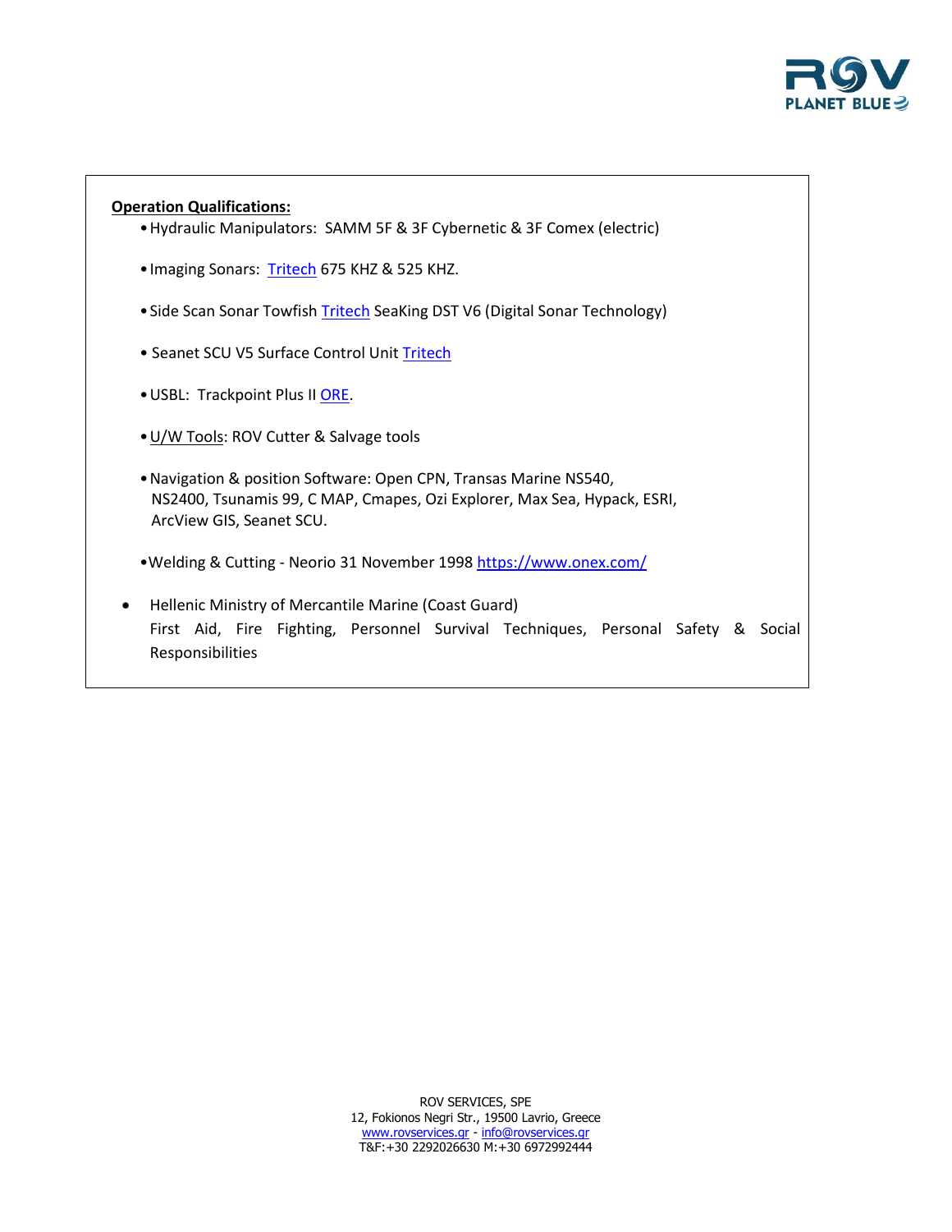**Operation Qualifications:**

- Hydraulic Manipulators: SAMM 5F & 3F Cybernetic & 3F Comex (electric)
- Imaging Sonars: Tritech 675 KHZ & 525 KHZ.
- Side Scan Sonar Towfish Tritech SeaKing DST V6 (Digital Sonar Technology)
- Seanet SCU V5 Surface Control Unit Tritech
- USBL: Trackpoint Plus II ORE.
- U/W Tools: ROV Cutter & Salvage tools
- Navigation & position Software: Open CPN, Transas Marine NS540, NS2400, Tsunamis 99, C MAP, Cmapes, Ozi Explorer, Max Sea, Hypack, ESRI, ArcView GIS, Seanet SCU.
- Welding & Cutting - Neorio 31 November 1998 https://www.onex.com/
- Hellenic Ministry of Mercantile Marine (Coast Guard)
  First Aid, Fire Fighting, Personnel Survival Techniques, Personal Safety & Social Responsibilities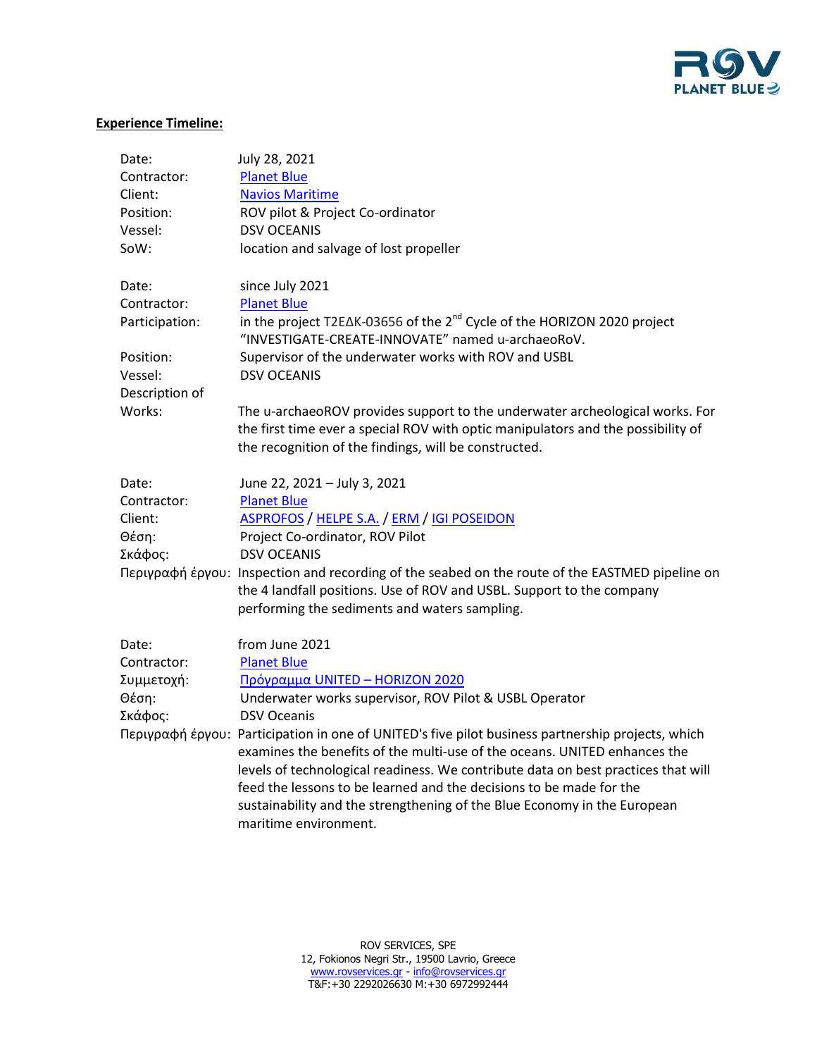**Experience Timeline:**

Date: July 28, 2021
Contractor: Planet Blue
Client: Navios Maritime
Position: ROV pilot & Project Co-ordinator
Vessel: DSV OCEANIS
SoW: location and salvage of lost propeller

Date: since July 2021
Contractor: Planet Blue
Participation: in the project T2ΕΔΚ-03656 of the 2nd Cycle of the HORIZON 2020 project "INVESTIGATE-CREATE-INNOVATE" named u-archaeoRoV.
Position: Supervisor of the underwater works with ROV and USBL
Vessel: DSV OCEANIS
Description of Works: The u-archaeoROV provides support to the underwater archeological works. For the first time ever a special ROV with optic manipulators and the possibility of the recognition of the findings, will be constructed.

Date: June 22, 2021 – July 3, 2021
Contractor: Planet Blue
Client: ASPROFOS / HELPE S.A. / ERM / IGI POSEIDON
Θέση: Project Co-ordinator, ROV Pilot
Σκάφος: DSV OCEANIS
Περιγραφή έργου: Inspection and recording of the seabed on the route of the EASTMED pipeline on the 4 landfall positions. Use of ROV and USBL. Support to the company performing the sediments and waters sampling.

Date: from June 2021
Contractor: Planet Blue
Συμμετοχή: Πρόγραμμα UNITED – HORIZON 2020
Θέση: Underwater works supervisor, ROV Pilot & USBL Operator
Σκάφος: DSV Oceanis
Περιγραφή έργου: Participation in one of UNITED's five pilot business partnership projects, which examines the benefits of the multi-use of the oceans. UNITED enhances the levels of technological readiness. We contribute data on best practices that will feed the lessons to be learned and the decisions to be made for the sustainability and the strengthening of the Blue Economy in the European maritime environment.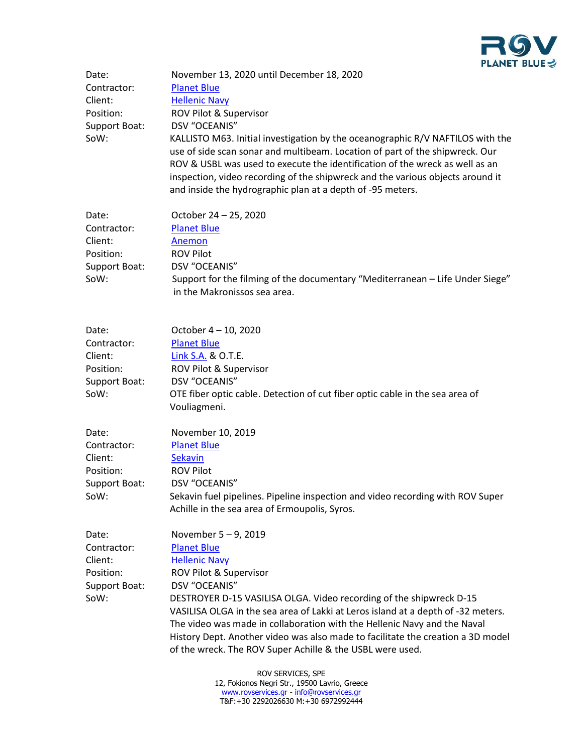Date: November 13, 2020 until December 18, 2020
Contractor: Planet Blue
Client: Hellenic Navy
Position: ROV Pilot & Supervisor
Support Boat: DSV "OCEANIS"
SoW: KALLISTO M63. Initial investigation by the oceanographic R/V NAFTILOS with the use of side scan sonar and multibeam. Location of part of the shipwreck. Our ROV & USBL was used to execute the identification of the wreck as well as an inspection, video recording of the shipwreck and the various objects around it and inside the hydrographic plan at a depth of -95 meters.

Date: October 24 – 25, 2020
Contractor: Planet Blue
Client: Anemon
Position: ROV Pilot
Support Boat: DSV "OCEANIS"
SoW: Support for the filming of the documentary "Mediterranean – Life Under Siege" in the Makronissos sea area.

Date: October 4 – 10, 2020
Contractor: Planet Blue
Client: Link S.A. & O.T.E.
Position: ROV Pilot & Supervisor
Support Boat: DSV "OCEANIS"
SoW: OTE fiber optic cable. Detection of cut fiber optic cable in the sea area of Vouliagmeni.

Date: November 10, 2019
Contractor: Planet Blue
Client: Sekavin
Position: ROV Pilot
Support Boat: DSV "OCEANIS"
SoW: Sekavin fuel pipelines. Pipeline inspection and video recording with ROV Super Achille in the sea area of Ermoupolis, Syros.

Date: November 5 – 9, 2019
Contractor: Planet Blue
Client: Hellenic Navy
Position: ROV Pilot & Supervisor
Support Boat: DSV "OCEANIS"
SoW: DESTROYER D-15 VASILISA OLGA. Video recording of the shipwreck D-15 VASILISA OLGA in the sea area of Lakki at Leros island at a depth of -32 meters. The video was made in collaboration with the Hellenic Navy and the Naval History Dept. Another video was also made to facilitate the creation a 3D model of the wreck. The ROV Super Achille & the USBL were used.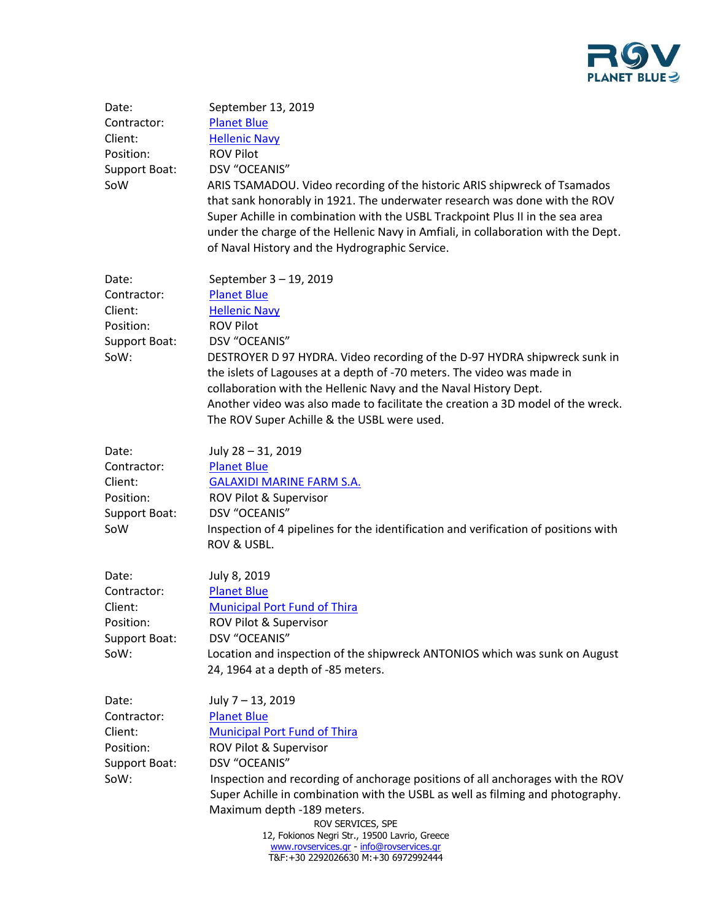Date: September 13, 2019
Contractor: Planet Blue
Client: Hellenic Navy
Position: ROV Pilot
Support Boat: DSV "OCEANIS"
SoW ARIS TSAMADOU. Video recording of the historic ARIS shipwreck of Tsamados that sank honorably in 1921. The underwater research was done with the ROV Super Achille in combination with the USBL Trackpoint Plus II in the sea area under the charge of the Hellenic Navy in Amfiali, in collaboration with the Dept. of Naval History and the Hydrographic Service.

Date: September 3 – 19, 2019
Contractor: Planet Blue
Client: Hellenic Navy
Position: ROV Pilot
Support Boat: DSV "OCEANIS"
SoW: DESTROYER D 97 HYDRA. Video recording of the D-97 HYDRA shipwreck sunk in the islets of Lagouses at a depth of -70 meters. The video was made in collaboration with the Hellenic Navy and the Naval History Dept.
Another video was also made to facilitate the creation a 3D model of the wreck. The ROV Super Achille & the USBL were used.

Date: July 28 – 31, 2019
Contractor: Planet Blue
Client: GALAXIDI MARINE FARM S.A.
Position: ROV Pilot & Supervisor
Support Boat: DSV "OCEANIS"
SoW Inspection of 4 pipelines for the identification and verification of positions with ROV & USBL.

Date: July 8, 2019
Contractor: Planet Blue
Client: Municipal Port Fund of Thira
Position: ROV Pilot & Supervisor
Support Boat: DSV "OCEANIS"
SoW: Location and inspection of the shipwreck ANTONIOS which was sunk on August 24, 1964 at a depth of -85 meters.

Date: July 7 – 13, 2019
Contractor: Planet Blue
Client: Municipal Port Fund of Thira
Position: ROV Pilot & Supervisor
Support Boat: DSV "OCEANIS"
SoW: Inspection and recording of anchorage positions of all anchorages with the ROV Super Achille in combination with the USBL as well as filming and photography. Maximum depth -189 meters.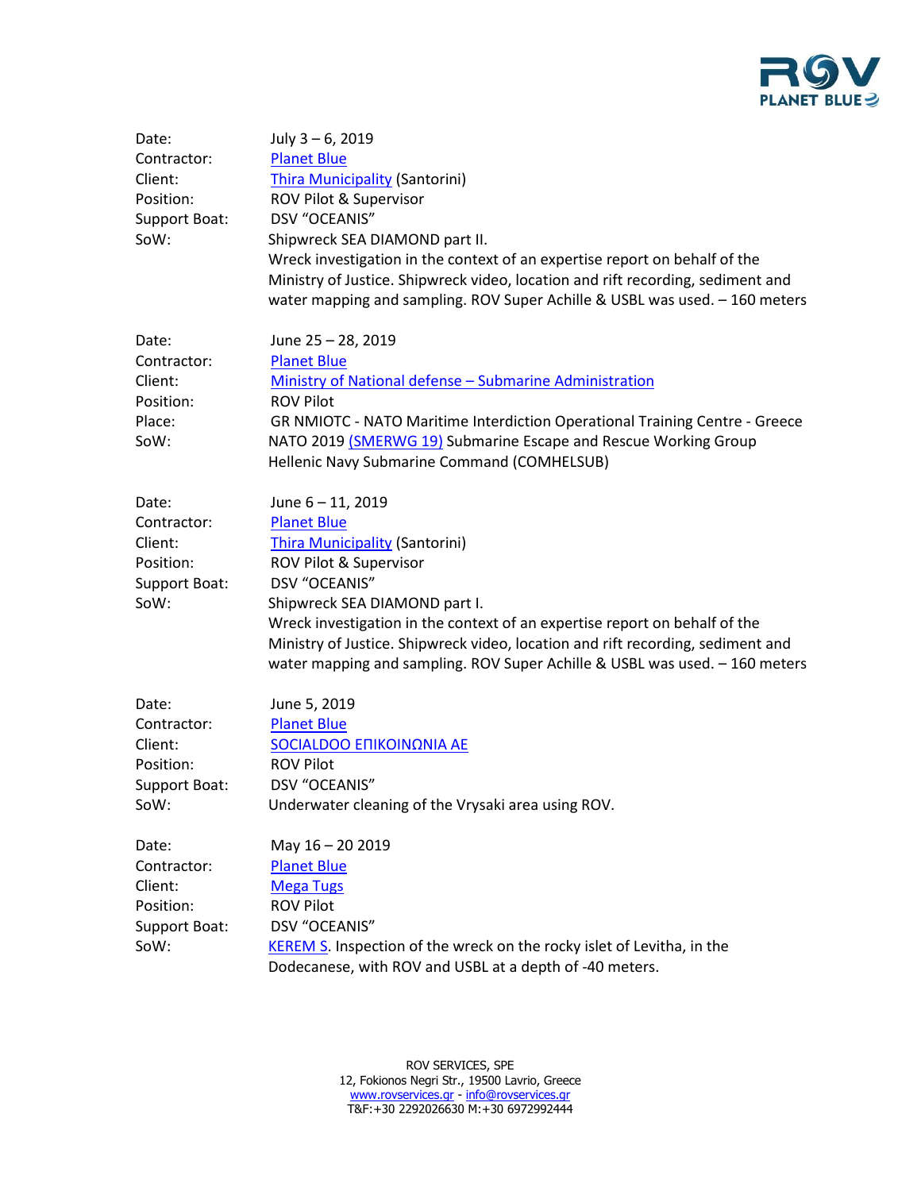| | |
|---|---|
| Date: | July 3 – 6, 2019 |
| Contractor: | Planet Blue |
| Client: | Thira Municipality (Santorini) |
| Position: | ROV Pilot & Supervisor |
| Support Boat: | DSV "OCEANIS" |
| SoW: | Shipwreck SEA DIAMOND part II. Wreck investigation in the context of an expertise report on behalf of the Ministry of Justice. Shipwreck video, location and rift recording, sediment and water mapping and sampling. ROV Super Achille & USBL was used. – 160 meters |

| | |
|---|---|
| Date: | June 25 – 28, 2019 |
| Contractor: | Planet Blue |
| Client: | Ministry of National defense – Submarine Administration |
| Position: | ROV Pilot |
| Place: | GR NMIOTC - NATO Maritime Interdiction Operational Training Centre - Greece |
| SoW: | NATO 2019 (SMERWG 19) Submarine Escape and Rescue Working Group Hellenic Navy Submarine Command (COMHELSUB) |

| | |
|---|---|
| Date: | June 6 – 11, 2019 |
| Contractor: | Planet Blue |
| Client: | Thira Municipality (Santorini) |
| Position: | ROV Pilot & Supervisor |
| Support Boat: | DSV "OCEANIS" |
| SoW: | Shipwreck SEA DIAMOND part I. Wreck investigation in the context of an expertise report on behalf of the Ministry of Justice. Shipwreck video, location and rift recording, sediment and water mapping and sampling. ROV Super Achille & USBL was used. – 160 meters |

| | |
|---|---|
| Date: | June 5, 2019 |
| Contractor: | Planet Blue |
| Client: | SOCIALDOO ΕΠΙΚΟΙΝΩΝΙΑ ΑΕ |
| Position: | ROV Pilot |
| Support Boat: | DSV "OCEANIS" |
| SoW: | Underwater cleaning of the Vrysaki area using ROV. |

| | |
|---|---|
| Date: | May 16 – 20 2019 |
| Contractor: | Planet Blue |
| Client: | Mega Tugs |
| Position: | ROV Pilot |
| Support Boat: | DSV "OCEANIS" |
| SoW: | KEREM S. Inspection of the wreck on the rocky islet of Levitha, in the Dodecanese, with ROV and USBL at a depth of -40 meters. |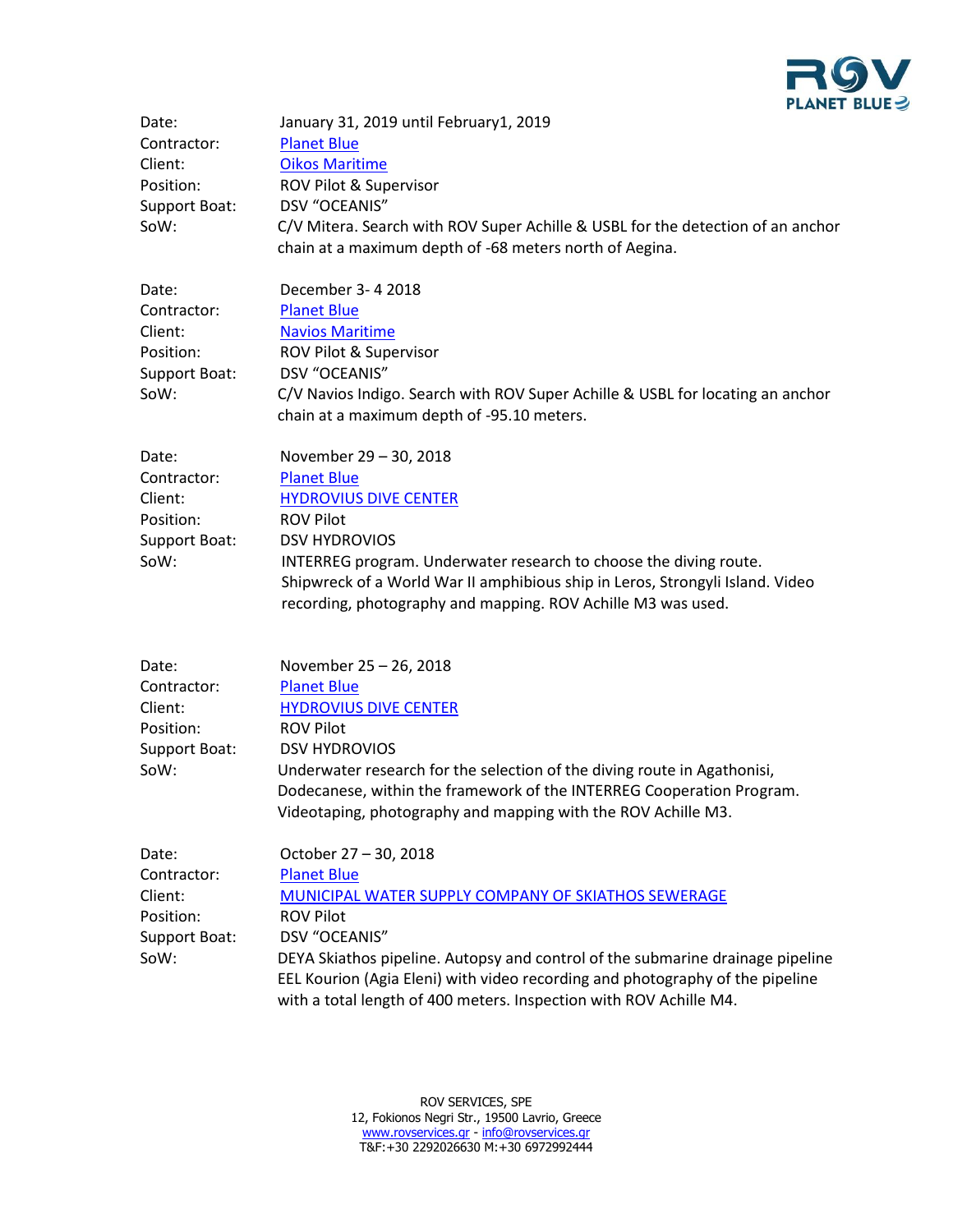| | |
|---|---|
| Date: | January 31, 2019 until February1, 2019 |
| Contractor: | Planet Blue |
| Client: | Oikos Maritime |
| Position: | ROV Pilot & Supervisor |
| Support Boat: | DSV “OCEANIS” |
| SoW: | C/V Mitera. Search with ROV Super Achille & USBL for the detection of an anchor chain at a maximum depth of -68 meters north of Aegina. |

| | |
|---|---|
| Date: | December 3- 4 2018 |
| Contractor: | Planet Blue |
| Client: | Navios Maritime |
| Position: | ROV Pilot & Supervisor |
| Support Boat: | DSV “OCEANIS” |
| SoW: | C/V Navios Indigo. Search with ROV Super Achille & USBL for locating an anchor chain at a maximum depth of -95.10 meters. |

| | |
|---|---|
| Date: | November 29 – 30, 2018 |
| Contractor: | Planet Blue |
| Client: | HYDROVIUS DIVE CENTER |
| Position: | ROV Pilot |
| Support Boat: | DSV HYDROVIOS |
| SoW: | INTERREG program. Underwater research to choose the diving route. Shipwreck of a World War II amphibious ship in Leros, Strongyli Island. Video recording, photography and mapping. ROV Achille M3 was used. |

| | |
|---|---|
| Date: | November 25 – 26, 2018 |
| Contractor: | Planet Blue |
| Client: | HYDROVIUS DIVE CENTER |
| Position: | ROV Pilot |
| Support Boat: | DSV HYDROVIOS |
| SoW: | Underwater research for the selection of the diving route in Agathonisi, Dodecanese, within the framework of the INTERREG Cooperation Program. Videotaping, photography and mapping with the ROV Achille M3. |

| | |
|---|---|
| Date: | October 27 – 30, 2018 |
| Contractor: | Planet Blue |
| Client: | MUNICIPAL WATER SUPPLY COMPANY OF SKIATHOS SEWERAGE |
| Position: | ROV Pilot |
| Support Boat: | DSV “OCEANIS” |
| SoW: | DEYA Skiathos pipeline. Autopsy and control of the submarine drainage pipeline EEL Kourion (Agia Eleni) with video recording and photography of the pipeline with a total length of 400 meters. Inspection with ROV Achille M4. |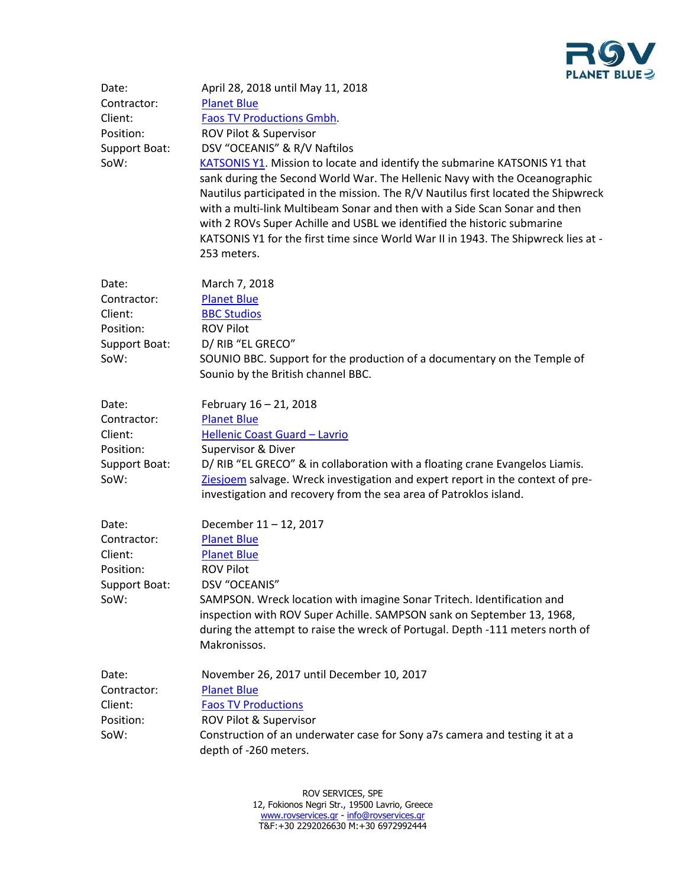Date: April 28, 2018 until May 11, 2018
Contractor: Planet Blue
Client: Faos TV Productions Gmbh.
Position: ROV Pilot & Supervisor
Support Boat: DSV "OCEANIS" & R/V Naftilos
SoW: KATSONIS Y1. Mission to locate and identify the submarine KATSONIS Y1 that sank during the Second World War. The Hellenic Navy with the Oceanographic Nautilus participated in the mission. The R/V Nautilus first located the Shipwreck with a multi-link Multibeam Sonar and then with a Side Scan Sonar and then with 2 ROVs Super Achille and USBL we identified the historic submarine KATSONIS Y1 for the first time since World War II in 1943. The Shipwreck lies at -253 meters.

Date: March 7, 2018
Contractor: Planet Blue
Client: BBC Studios
Position: ROV Pilot
Support Boat: D/ RIB "EL GRECO"
SoW: SOUNIO BBC. Support for the production of a documentary on the Temple of Sounio by the British channel BBC.

Date: February 16 – 21, 2018
Contractor: Planet Blue
Client: Hellenic Coast Guard – Lavrio
Position: Supervisor & Diver
Support Boat: D/ RIB "EL GRECO" & in collaboration with a floating crane Evangelos Liamis.
SoW: Ziesjoem salvage. Wreck investigation and expert report in the context of pre-investigation and recovery from the sea area of Patroklos island.

Date: December 11 – 12, 2017
Contractor: Planet Blue
Client: Planet Blue
Position: ROV Pilot
Support Boat: DSV "OCEANIS"
SoW: SAMPSON. Wreck location with imagine Sonar Tritech. Identification and inspection with ROV Super Achille. SAMPSON sank on September 13, 1968, during the attempt to raise the wreck of Portugal. Depth -111 meters north of Makronissos.

Date: November 26, 2017 until December 10, 2017
Contractor: Planet Blue
Client: Faos TV Productions
Position: ROV Pilot & Supervisor
SoW: Construction of an underwater case for Sony a7s camera and testing it at a depth of -260 meters.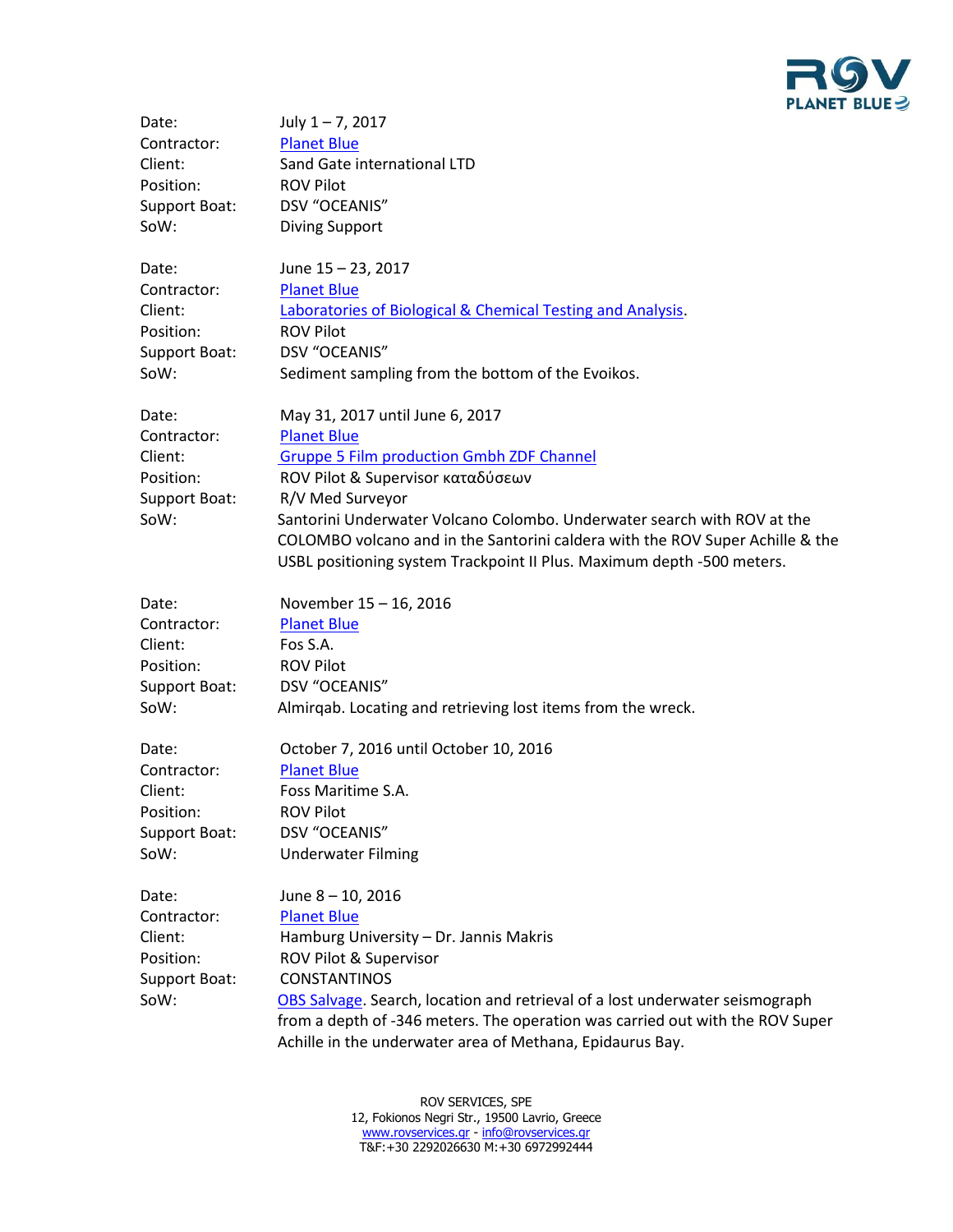Date: July 1 – 7, 2017
Contractor: Planet Blue
Client: Sand Gate international LTD
Position: ROV Pilot
Support Boat: DSV "OCEANIS"
SoW: Diving Support

Date: June 15 – 23, 2017
Contractor: Planet Blue
Client: Laboratories of Biological & Chemical Testing and Analysis.
Position: ROV Pilot
Support Boat: DSV "OCEANIS"
SoW: Sediment sampling from the bottom of the Evoikos.

Date: May 31, 2017 until June 6, 2017
Contractor: Planet Blue
Client: Gruppe 5 Film production Gmbh ZDF Channel
Position: ROV Pilot & Supervisor καταδύσεων
Support Boat: R/V Med Surveyor
SoW: Santorini Underwater Volcano Colombo. Underwater search with ROV at the COLOMBO volcano and in the Santorini caldera with the ROV Super Achille & the USBL positioning system Trackpoint II Plus. Maximum depth -500 meters.

Date: November 15 – 16, 2016
Contractor: Planet Blue
Client: Fos S.A.
Position: ROV Pilot
Support Boat: DSV "OCEANIS"
SoW: Almirqab. Locating and retrieving lost items from the wreck.

Date: October 7, 2016 until October 10, 2016
Contractor: Planet Blue
Client: Foss Maritime S.A.
Position: ROV Pilot
Support Boat: DSV "OCEANIS"
SoW: Underwater Filming

Date: June 8 – 10, 2016
Contractor: Planet Blue
Client: Hamburg University – Dr. Jannis Makris
Position: ROV Pilot & Supervisor
Support Boat: CONSTANTINOS
SoW: OBS Salvage. Search, location and retrieval of a lost underwater seismograph from a depth of -346 meters. The operation was carried out with the ROV Super Achille in the underwater area of Methana, Epidaurus Bay.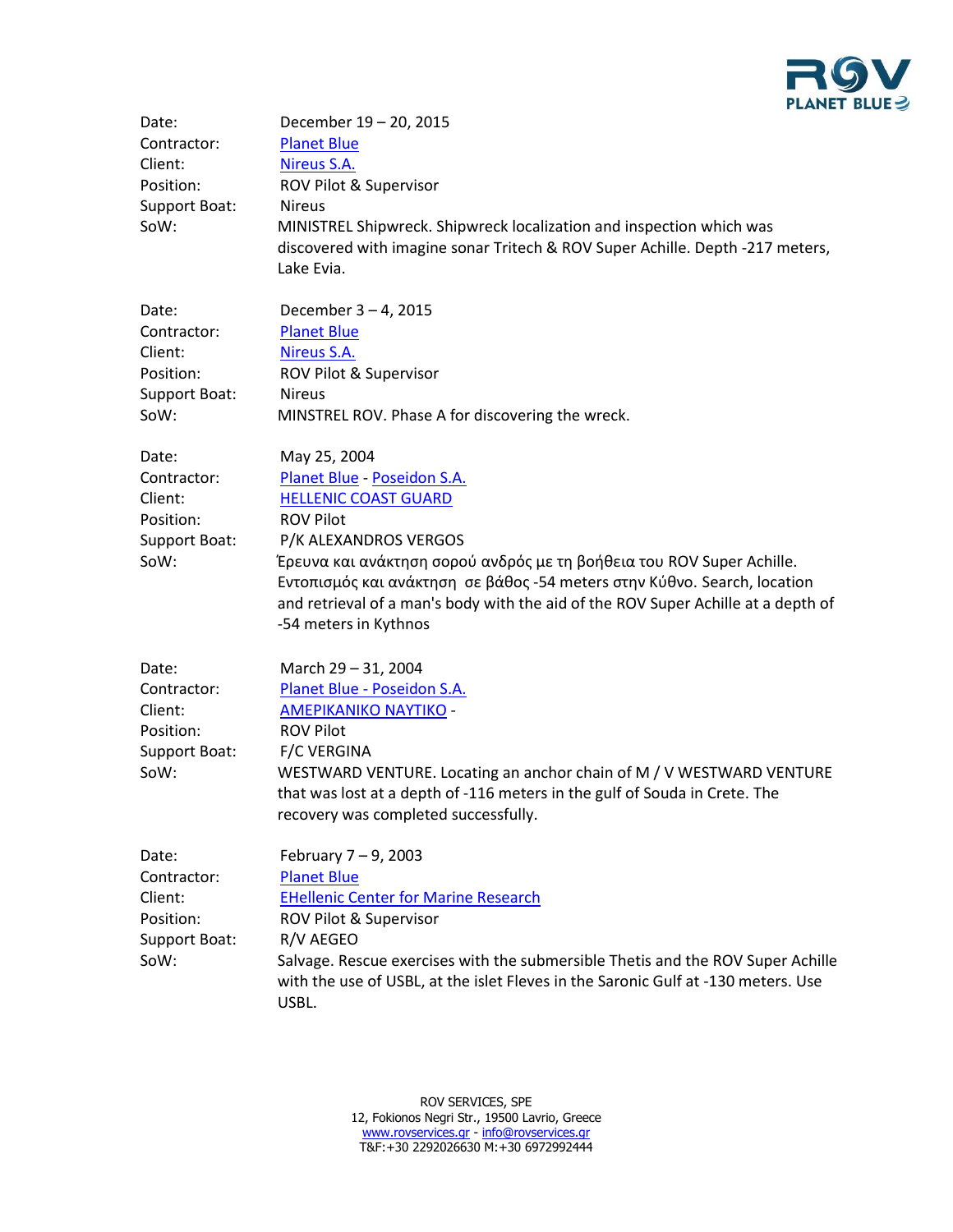Date: December 19 – 20, 2015
Contractor: Planet Blue
Client: Nireus S.A.
Position: ROV Pilot & Supervisor
Support Boat: Nireus
SoW: MINISTREL Shipwreck. Shipwreck localization and inspection which was discovered with imagine sonar Tritech & ROV Super Achille. Depth -217 meters, Lake Evia.

Date: December 3 – 4, 2015
Contractor: Planet Blue
Client: Nireus S.A.
Position: ROV Pilot & Supervisor
Support Boat: Nireus
SoW: MINSTREL ROV. Phase A for discovering the wreck.

Date: May 25, 2004
Contractor: Planet Blue - Poseidon S.A.
Client: HELLENIC COAST GUARD
Position: ROV Pilot
Support Boat: P/K ALEXANDROS VERGOS
SoW: Έρευνα και ανάκτηση σορού ανδρός με τη βοήθεια του ROV Super Achille. Εντοπισμός και ανάκτηση σε βάθος -54 meters στην Κύθνο. Search, location and retrieval of a man's body with the aid of the ROV Super Achille at a depth of -54 meters in Kythnos

Date: March 29 – 31, 2004
Contractor: Planet Blue - Poseidon S.A.
Client: AMEPIKANIKO NAYTIKO -
Position: ROV Pilot
Support Boat: F/C VERGINA
SoW: WESTWARD VENTURE. Locating an anchor chain of M / V WESTWARD VENTURE that was lost at a depth of -116 meters in the gulf of Souda in Crete. The recovery was completed successfully.

Date: February 7 – 9, 2003
Contractor: Planet Blue
Client: EHellenic Center for Marine Research
Position: ROV Pilot & Supervisor
Support Boat: R/V AEGEO
SoW: Salvage. Rescue exercises with the submersible Thetis and the ROV Super Achille with the use of USBL, at the islet Fleves in the Saronic Gulf at -130 meters. Use USBL.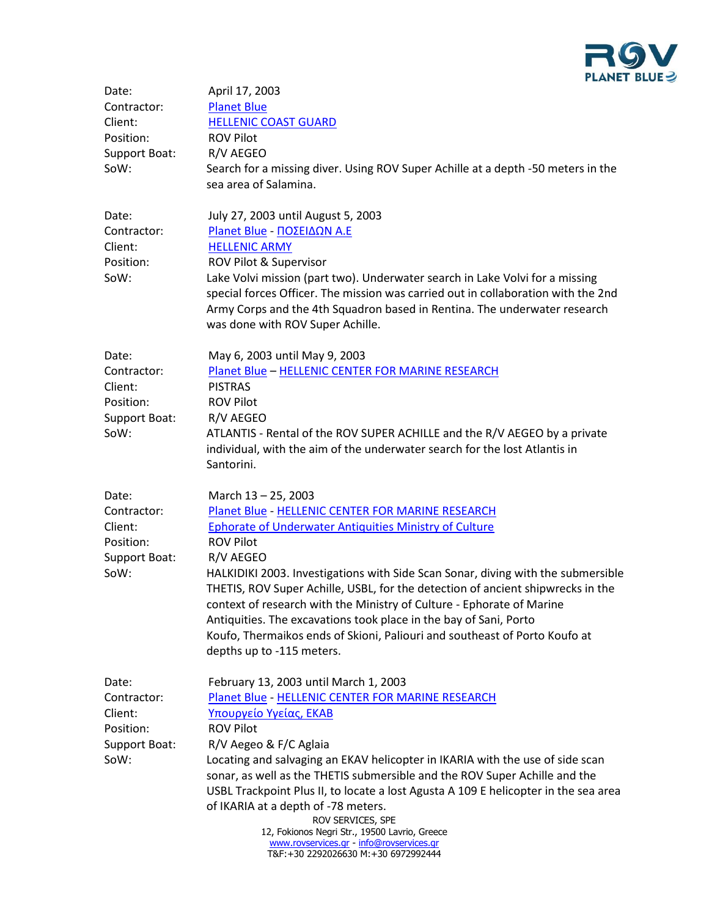| | |
|---|---|
| Date: | April 17, 2003 |
| Contractor: | Planet Blue |
| Client: | HELLENIC COAST GUARD |
| Position: | ROV Pilot |
| Support Boat: | R/V AEGEO |
| SoW: | Search for a missing diver. Using ROV Super Achille at a depth -50 meters in the sea area of Salamina. |

| | |
|---|---|
| Date: | July 27, 2003 until August 5, 2003 |
| Contractor: | Planet Blue - ΠΟΣΕΙΔΩΝ Α.Ε |
| Client: | HELLENIC ARMY |
| Position: | ROV Pilot & Supervisor |
| SoW: | Lake Volvi mission (part two). Underwater search in Lake Volvi for a missing special forces Officer. The mission was carried out in collaboration with the 2nd Army Corps and the 4th Squadron based in Rentina. The underwater research was done with ROV Super Achille. |

| | |
|---|---|
| Date: | May 6, 2003 until May 9, 2003 |
| Contractor: | Planet Blue – HELLENIC CENTER FOR MARINE RESEARCH |
| Client: | PISTRAS |
| Position: | ROV Pilot |
| Support Boat: | R/V AEGEO |
| SoW: | ATLANTIS - Rental of the ROV SUPER ACHILLE and the R/V AEGEO by a private individual, with the aim of the underwater search for the lost Atlantis in Santorini. |

| | |
|---|---|
| Date: | March 13 – 25, 2003 |
| Contractor: | Planet Blue - HELLENIC CENTER FOR MARINE RESEARCH |
| Client: | Ephorate of Underwater Antiquities Ministry of Culture |
| Position: | ROV Pilot |
| Support Boat: | R/V AEGEO |
| SoW: | HALKIDIKI 2003. Investigations with Side Scan Sonar, diving with the submersible THETIS, ROV Super Achille, USBL, for the detection of ancient shipwrecks in the context of research with the Ministry of Culture - Ephorate of Marine Antiquities. The excavations took place in the bay of Sani, Porto Koufo, Thermaikos ends of Skioni, Paliouri and southeast of Porto Koufo at depths up to -115 meters. |

| | |
|---|---|
| Date: | February 13, 2003 until March 1, 2003 |
| Contractor: | Planet Blue - HELLENIC CENTER FOR MARINE RESEARCH |
| Client: | Υπουργείο Υγείας, ΕΚΑΒ |
| Position: | ROV Pilot |
| Support Boat: | R/V Aegeo & F/C Aglaia |
| SoW: | Locating and salvaging an EKAV helicopter in IKARIA with the use of side scan sonar, as well as the THETIS submersible and the ROV Super Achille and the USBL Trackpoint Plus II, to locate a lost Agusta A 109 E helicopter in the sea area of IKARIA at a depth of -78 meters. |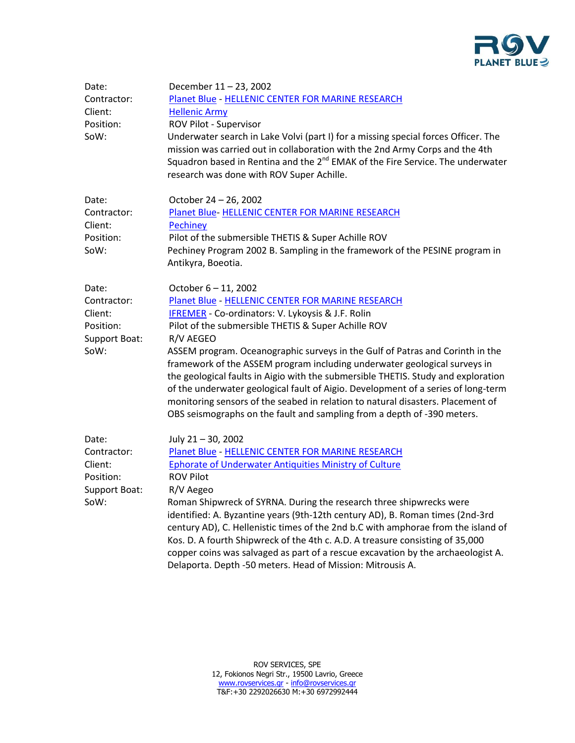| | |
|---|---|
| Date: | December 11 – 23, 2002 |
| Contractor: | Planet Blue - HELLENIC CENTER FOR MARINE RESEARCH |
| Client: | Hellenic Army |
| Position: | ROV Pilot - Supervisor |
| SoW: | Underwater search in Lake Volvi (part I) for a missing special forces Officer. The mission was carried out in collaboration with the 2nd Army Corps and the 4th Squadron based in Rentina and the 2nd EMAK of the Fire Service. The underwater research was done with ROV Super Achille. |

| | |
|---|---|
| Date: | October 24 – 26, 2002 |
| Contractor: | Planet Blue- HELLENIC CENTER FOR MARINE RESEARCH |
| Client: | Pechiney |
| Position: | Pilot of the submersible THETIS & Super Achille ROV |
| SoW: | Pechiney Program 2002 B. Sampling in the framework of the PESINE program in Antikyra, Boeotia. |

| | |
|---|---|
| Date: | October 6 – 11, 2002 |
| Contractor: | Planet Blue - HELLENIC CENTER FOR MARINE RESEARCH |
| Client: | IFREMER - Co-ordinators: V. Lykoysis & J.F. Rolin |
| Position: | Pilot of the submersible THETIS & Super Achille ROV |
| Support Boat: | R/V AEGEO |
| SoW: | ASSEM program. Oceanographic surveys in the Gulf of Patras and Corinth in the framework of the ASSEM program including underwater geological surveys in the geological faults in Aigio with the submersible THETIS. Study and exploration of the underwater geological fault of Aigio. Development of a series of long-term monitoring sensors of the seabed in relation to natural disasters. Placement of OBS seismographs on the fault and sampling from a depth of -390 meters. |

| | |
|---|---|
| Date: | July 21 – 30, 2002 |
| Contractor: | Planet Blue - HELLENIC CENTER FOR MARINE RESEARCH |
| Client: | Ephorate of Underwater Antiquities Ministry of Culture |
| Position: | ROV Pilot |
| Support Boat: | R/V Aegeo |
| SoW: | Roman Shipwreck of SYRNA. During the research three shipwrecks were identified: A. Byzantine years (9th-12th century AD), B. Roman times (2nd-3rd century AD), C. Hellenistic times of the 2nd b.C with amphorae from the island of Kos. D. A fourth Shipwreck of the 4th c. A.D. A treasure consisting of 35,000 copper coins was salvaged as part of a rescue excavation by the archaeologist A. Delaporta. Depth -50 meters. Head of Mission: Mitrousis A. |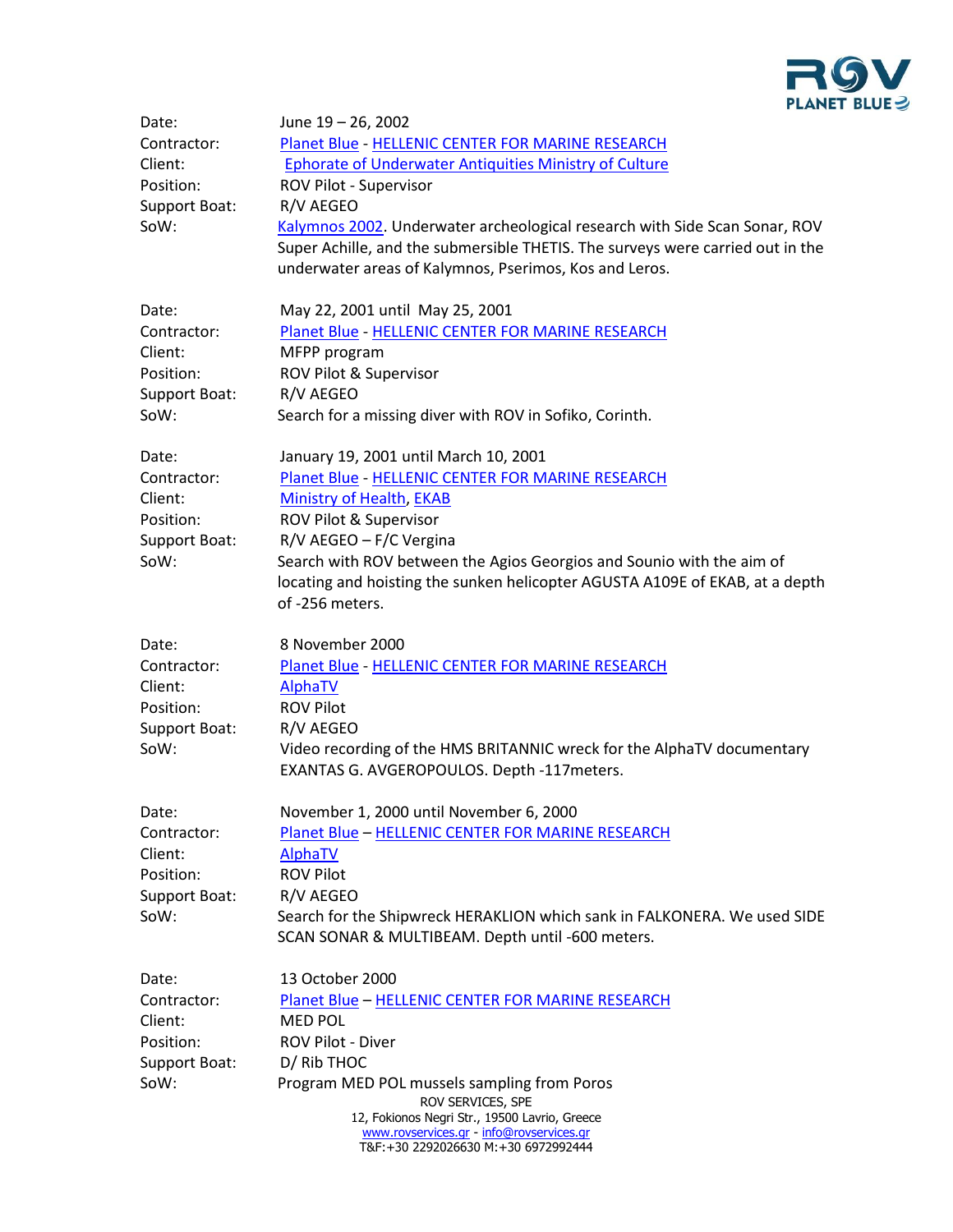| | |
|---|---|
| Date: | June 19 – 26, 2002 |
| Contractor: | Planet Blue - HELLENIC CENTER FOR MARINE RESEARCH |
| Client: | Ephorate of Underwater Antiquities Ministry of Culture |
| Position: | ROV Pilot - Supervisor |
| Support Boat: | R/V AEGEO |
| SoW: | Kalymnos 2002. Underwater archeological research with Side Scan Sonar, ROV Super Achille, and the submersible THETIS. The surveys were carried out in the underwater areas of Kalymnos, Pserimos, Kos and Leros. |

| | |
|---|---|
| Date: | May 22, 2001 until May 25, 2001 |
| Contractor: | Planet Blue - HELLENIC CENTER FOR MARINE RESEARCH |
| Client: | MFPP program |
| Position: | ROV Pilot & Supervisor |
| Support Boat: | R/V AEGEO |
| SoW: | Search for a missing diver with ROV in Sofiko, Corinth. |

| | |
|---|---|
| Date: | January 19, 2001 until March 10, 2001 |
| Contractor: | Planet Blue - HELLENIC CENTER FOR MARINE RESEARCH |
| Client: | Ministry of Health, EKAB |
| Position: | ROV Pilot & Supervisor |
| Support Boat: | R/V AEGEO – F/C Vergina |
| SoW: | Search with ROV between the Agios Georgios and Sounio with the aim of locating and hoisting the sunken helicopter AGUSTA A109E of EKAB, at a depth of -256 meters. |

| | |
|---|---|
| Date: | 8 November 2000 |
| Contractor: | Planet Blue - HELLENIC CENTER FOR MARINE RESEARCH |
| Client: | AlphaTV |
| Position: | ROV Pilot |
| Support Boat: | R/V AEGEO |
| SoW: | Video recording of the HMS BRITANNIC wreck for the AlphaTV documentary EXANTAS G. AVGEROPOULOS. Depth -117meters. |

| | |
|---|---|
| Date: | November 1, 2000 until November 6, 2000 |
| Contractor: | Planet Blue – HELLENIC CENTER FOR MARINE RESEARCH |
| Client: | AlphaTV |
| Position: | ROV Pilot |
| Support Boat: | R/V AEGEO |
| SoW: | Search for the Shipwreck HERAKLION which sank in FALKONERA. We used SIDE SCAN SONAR & MULTIBEAM. Depth until -600 meters. |

| | |
|---|---|
| Date: | 13 October 2000 |
| Contractor: | Planet Blue – HELLENIC CENTER FOR MARINE RESEARCH |
| Client: | MED POL |
| Position: | ROV Pilot - Diver |
| Support Boat: | D/ Rib THOC |
| SoW: | Program MED POL mussels sampling from Poros |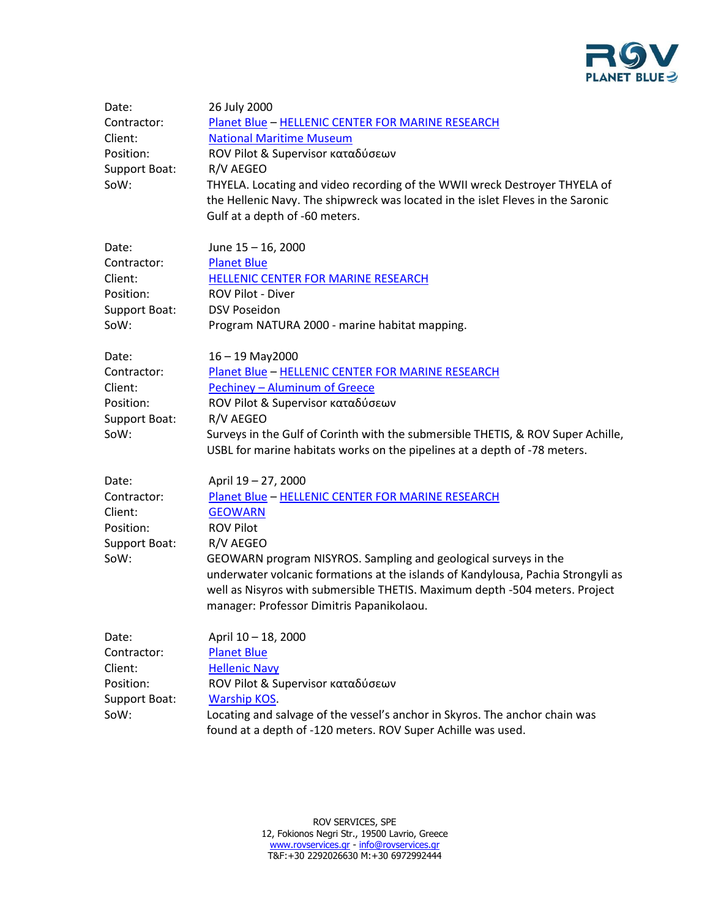| | |
|---|---|
| Date: | 26 July 2000 |
| Contractor: | Planet Blue – HELLENIC CENTER FOR MARINE RESEARCH |
| Client: | National Maritime Museum |
| Position: | ROV Pilot & Supervisor καταδύσεων |
| Support Boat: | R/V AEGEO |
| SoW: | THYELA. Locating and video recording of the WWII wreck Destroyer THYELA of the Hellenic Navy. The shipwreck was located in the islet Fleves in the Saronic Gulf at a depth of -60 meters. |

| | |
|---|---|
| Date: | June 15 – 16, 2000 |
| Contractor: | Planet Blue |
| Client: | HELLENIC CENTER FOR MARINE RESEARCH |
| Position: | ROV Pilot - Diver |
| Support Boat: | DSV Poseidon |
| SoW: | Program NATURA 2000 - marine habitat mapping. |

| | |
|---|---|
| Date: | 16 – 19 May2000 |
| Contractor: | Planet Blue – HELLENIC CENTER FOR MARINE RESEARCH |
| Client: | Pechiney – Aluminum of Greece |
| Position: | ROV Pilot & Supervisor καταδύσεων |
| Support Boat: | R/V AEGEO |
| SoW: | Surveys in the Gulf of Corinth with the submersible THETIS, & ROV Super Achille, USBL for marine habitats works on the pipelines at a depth of -78 meters. |

| | |
|---|---|
| Date: | April 19 – 27, 2000 |
| Contractor: | Planet Blue – HELLENIC CENTER FOR MARINE RESEARCH |
| Client: | GEOWARN |
| Position: | ROV Pilot |
| Support Boat: | R/V AEGEO |
| SoW: | GEOWARN program NISYROS. Sampling and geological surveys in the underwater volcanic formations at the islands of Kandylousa, Pachia Strongyli as well as Nisyros with submersible THETIS. Maximum depth -504 meters. Project manager: Professor Dimitris Papanikolaou. |

| | |
|---|---|
| Date: | April 10 – 18, 2000 |
| Contractor: | Planet Blue |
| Client: | Hellenic Navy |
| Position: | ROV Pilot & Supervisor καταδύσεων |
| Support Boat: | Warship KOS. |
| SoW: | Locating and salvage of the vessel's anchor in Skyros. The anchor chain was found at a depth of -120 meters. ROV Super Achille was used. |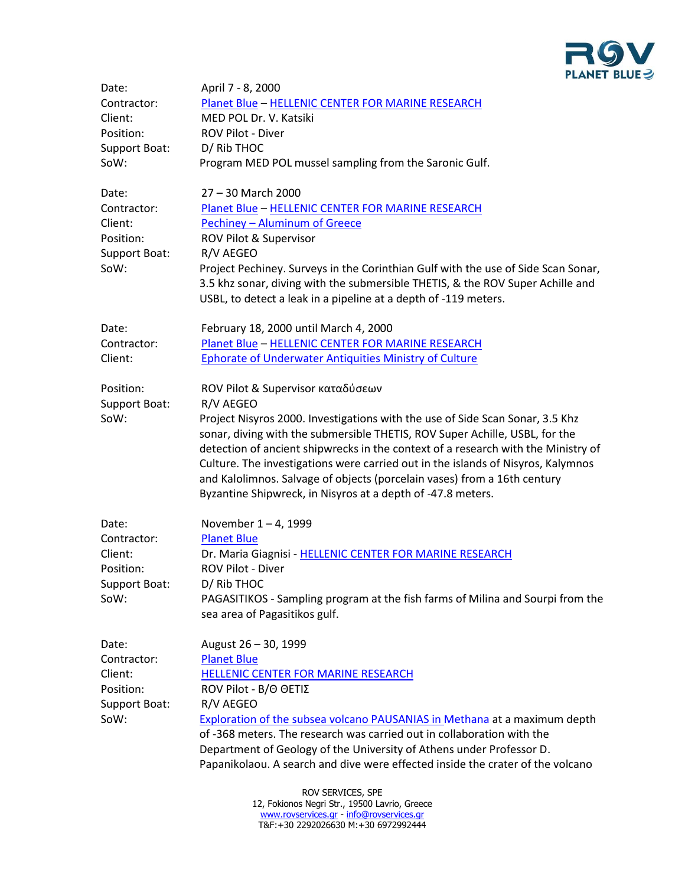Date: April 7 - 8, 2000
Contractor: Planet Blue – HELLENIC CENTER FOR MARINE RESEARCH
Client: MED POL Dr. V. Katsiki
Position: ROV Pilot - Diver
Support Boat: D/ Rib THOC
SoW: Program MED POL mussel sampling from the Saronic Gulf.

Date: 27 – 30 March 2000
Contractor: Planet Blue – HELLENIC CENTER FOR MARINE RESEARCH
Client: Pechiney – Aluminum of Greece
Position: ROV Pilot & Supervisor
Support Boat: R/V AEGEO
SoW: Project Pechiney. Surveys in the Corinthian Gulf with the use of Side Scan Sonar, 3.5 khz sonar, diving with the submersible THETIS, & the ROV Super Achille and USBL, to detect a leak in a pipeline at a depth of -119 meters.

Date: February 18, 2000 until March 4, 2000
Contractor: Planet Blue – HELLENIC CENTER FOR MARINE RESEARCH
Client: Ephorate of Underwater Antiquities Ministry of Culture

Position: ROV Pilot & Supervisor καταδύσεων
Support Boat: R/V AEGEO
SoW: Project Nisyros 2000. Investigations with the use of Side Scan Sonar, 3.5 Khz sonar, diving with the submersible THETIS, ROV Super Achille, USBL, for the detection of ancient shipwrecks in the context of a research with the Ministry of Culture. The investigations were carried out in the islands of Nisyros, Kalymnos and Kalolimnos. Salvage of objects (porcelain vases) from a 16th century Byzantine Shipwreck, in Nisyros at a depth of -47.8 meters.

Date: November 1 – 4, 1999
Contractor: Planet Blue
Client: Dr. Maria Giagnisi - HELLENIC CENTER FOR MARINE RESEARCH
Position: ROV Pilot - Diver
Support Boat: D/ Rib THOC
SoW: PAGASITIKOS - Sampling program at the fish farms of Milina and Sourpi from the sea area of Pagasitikos gulf.

Date: August 26 – 30, 1999
Contractor: Planet Blue
Client: HELLENIC CENTER FOR MARINE RESEARCH
Position: ROV Pilot - Β/Θ ΘΕΤΙΣ
Support Boat: R/V AEGEO
SoW: Exploration of the subsea volcano PAUSANIAS in Methana at a maximum depth of -368 meters. The research was carried out in collaboration with the Department of Geology of the University of Athens under Professor D. Papanikolaou. A search and dive were effected inside the crater of the volcano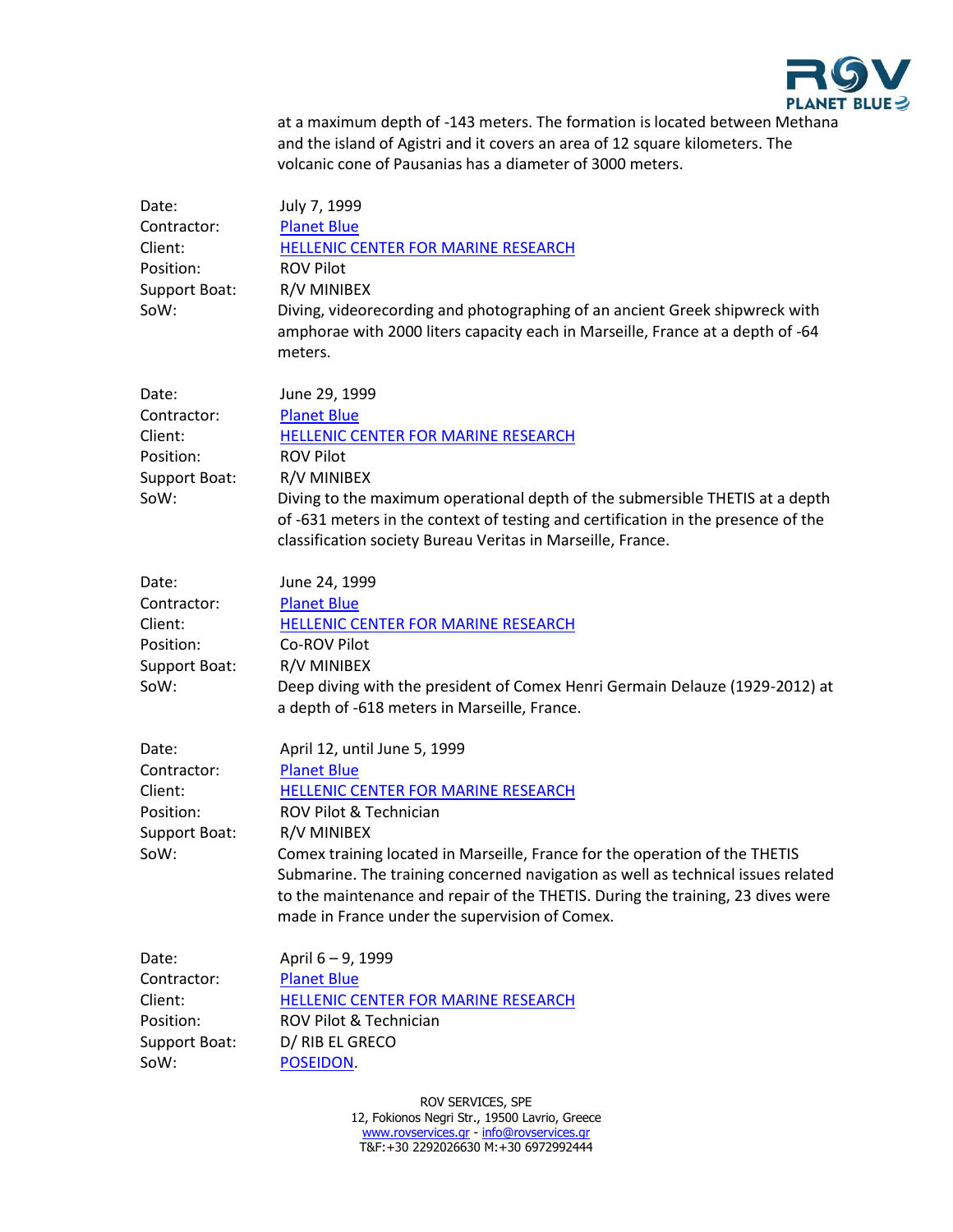at a maximum depth of -143 meters. The formation is located between Methana and the island of Agistri and it covers an area of 12 square kilometers. The volcanic cone of Pausanias has a diameter of 3000 meters.

Date: July 7, 1999
Contractor: Planet Blue
Client: HELLENIC CENTER FOR MARINE RESEARCH
Position: ROV Pilot
Support Boat: R/V MINIBEX
SoW: Diving, videorecording and photographing of an ancient Greek shipwreck with amphorae with 2000 liters capacity each in Marseille, France at a depth of -64 meters.

Date: June 29, 1999
Contractor: Planet Blue
Client: HELLENIC CENTER FOR MARINE RESEARCH
Position: ROV Pilot
Support Boat: R/V MINIBEX
SoW: Diving to the maximum operational depth of the submersible THETIS at a depth of -631 meters in the context of testing and certification in the presence of the classification society Bureau Veritas in Marseille, France.

Date: June 24, 1999
Contractor: Planet Blue
Client: HELLENIC CENTER FOR MARINE RESEARCH
Position: Co-ROV Pilot
Support Boat: R/V MINIBEX
SoW: Deep diving with the president of Comex Henri Germain Delauze (1929-2012) at a depth of -618 meters in Marseille, France.

Date: April 12, until June 5, 1999
Contractor: Planet Blue
Client: HELLENIC CENTER FOR MARINE RESEARCH
Position: ROV Pilot & Technician
Support Boat: R/V MINIBEX
SoW: Comex training located in Marseille, France for the operation of the THETIS Submarine. The training concerned navigation as well as technical issues related to the maintenance and repair of the THETIS. During the training, 23 dives were made in France under the supervision of Comex.

Date: April 6 – 9, 1999
Contractor: Planet Blue
Client: HELLENIC CENTER FOR MARINE RESEARCH
Position: ROV Pilot & Technician
Support Boat: D/ RIB EL GRECO
SoW: POSEIDON.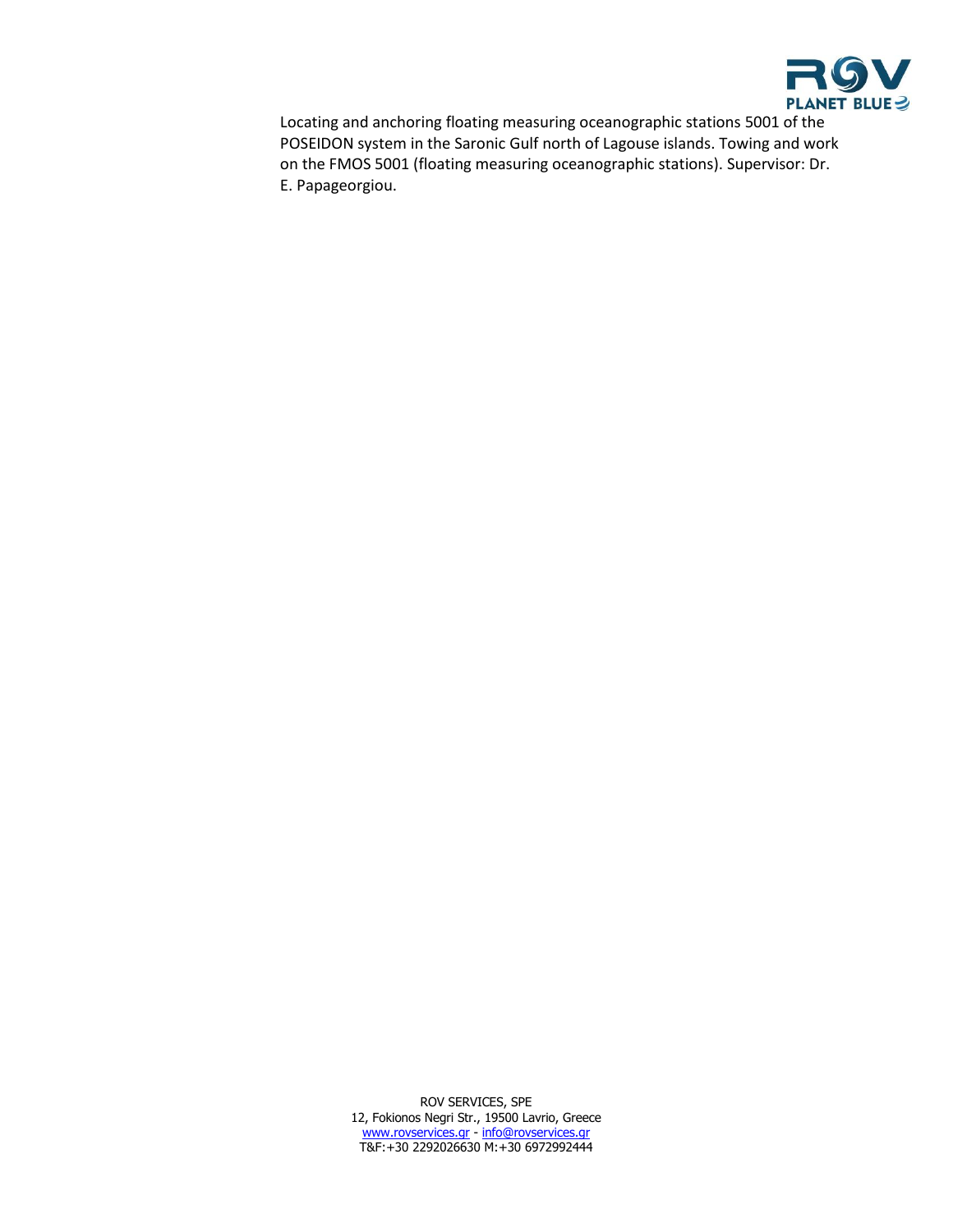Locating and anchoring floating measuring oceanographic stations 5001 of the POSEIDON system in the Saronic Gulf north of Lagouse islands. Towing and work on the FMOS 5001 (floating measuring oceanographic stations). Supervisor: Dr. E. Papageorgiou.